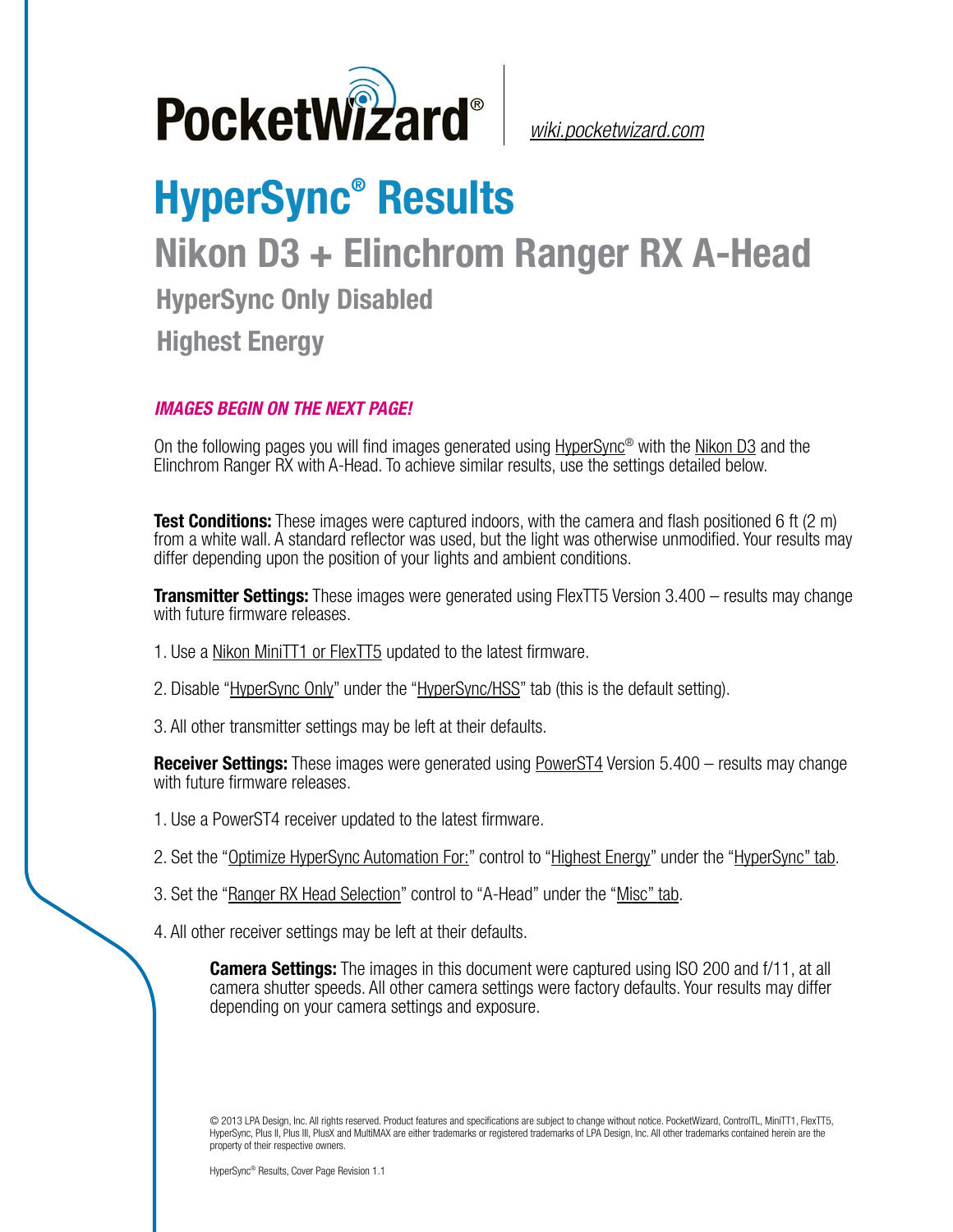PocketWizard® | wiki.pocketwizard.com

# HyperSync® Results

## Nikon D3 + Elinchrom Ranger RX A-Head

### HyperSync Only Disabled

### Highest Energy

***IMAGES BEGIN ON THE NEXT PAGE!***

On the following pages you will find images generated using HyperSync® with the Nikon D3 and the Elinchrom Ranger RX with A-Head. To achieve similar results, use the settings detailed below.

**Test Conditions:** These images were captured indoors, with the camera and flash positioned 6 ft (2 m) from a white wall. A standard reflector was used, but the light was otherwise unmodified. Your results may differ depending upon the position of your lights and ambient conditions.

**Transmitter Settings:** These images were generated using FlexTT5 Version 3.400 – results may change with future firmware releases.

1. Use a Nikon MiniTT1 or FlexTT5 updated to the latest firmware.
2. Disable "HyperSync Only" under the "HyperSync/HSS" tab (this is the default setting).
3. All other transmitter settings may be left at their defaults.

**Receiver Settings:** These images were generated using PowerST4 Version 5.400 – results may change with future firmware releases.

1. Use a PowerST4 receiver updated to the latest firmware.
2. Set the "Optimize HyperSync Automation For:" control to "Highest Energy" under the "HyperSync" tab.
3. Set the "Ranger RX Head Selection" control to "A-Head" under the "Misc" tab.
4. All other receiver settings may be left at their defaults.

**Camera Settings:** The images in this document were captured using ISO 200 and f/11, at all camera shutter speeds. All other camera settings were factory defaults. Your results may differ depending on your camera settings and exposure.

© 2013 LPA Design, Inc. All rights reserved. Product features and specifications are subject to change without notice. PocketWizard, ControlTL, MiniTT1, FlexTT5, HyperSync, Plus II, Plus III, PlusX and MultiMAX are either trademarks or registered trademarks of LPA Design, Inc. All other trademarks contained herein are the property of their respective owners.

HyperSync® Results, Cover Page Revision 1.1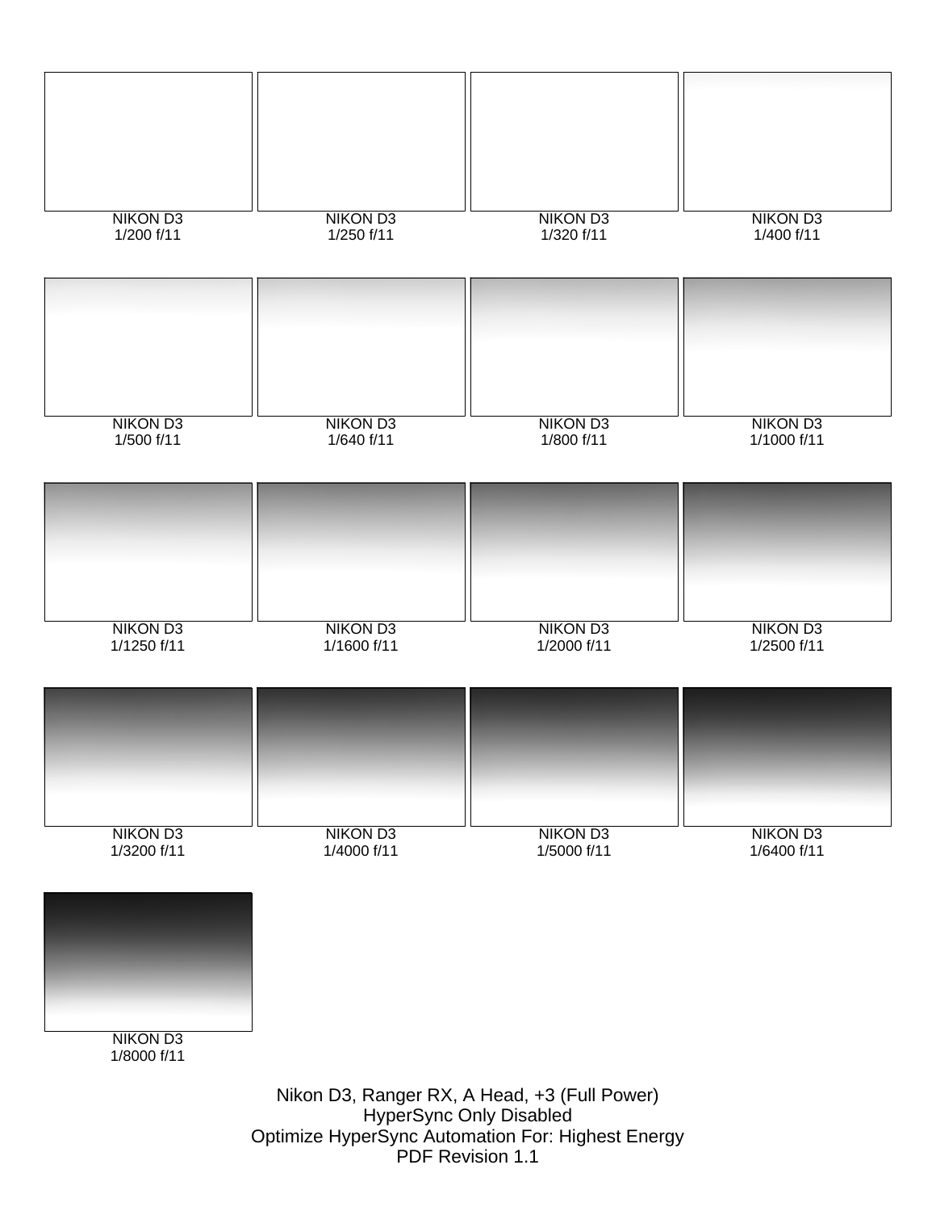NIKON D3
1/200 f/11

NIKON D3
1/250 f/11

NIKON D3
1/320 f/11

NIKON D3
1/400 f/11

NIKON D3
1/500 f/11

NIKON D3
1/640 f/11

NIKON D3
1/800 f/11

NIKON D3
1/1000 f/11

NIKON D3
1/1250 f/11

NIKON D3
1/1600 f/11

NIKON D3
1/2000 f/11

NIKON D3
1/2500 f/11

NIKON D3
1/3200 f/11

NIKON D3
1/4000 f/11

NIKON D3
1/5000 f/11

NIKON D3
1/6400 f/11

NIKON D3
1/8000 f/11

Nikon D3, Ranger RX, A Head, +3 (Full Power)
HyperSync Only Disabled
Optimize HyperSync Automation For: Highest Energy
PDF Revision 1.1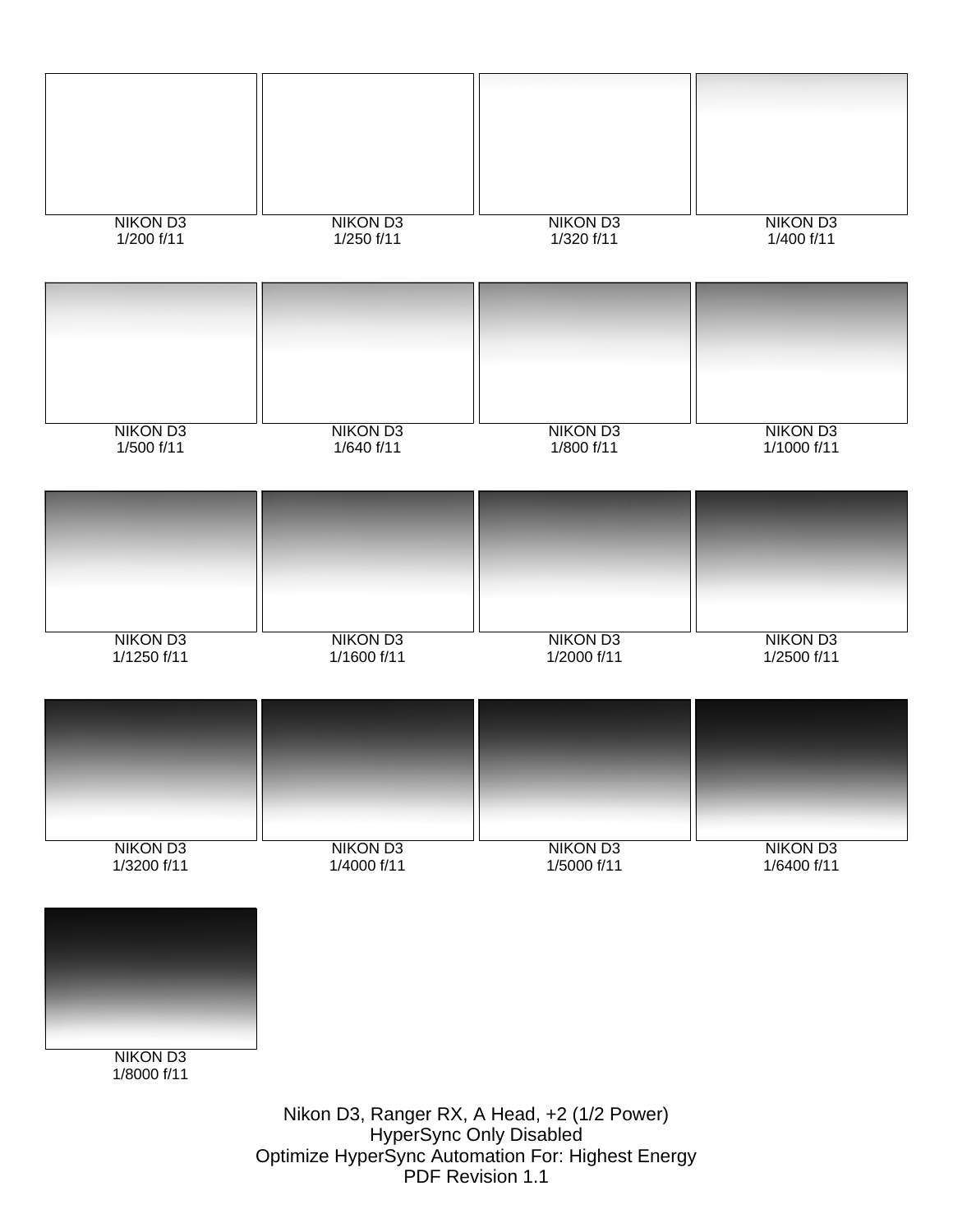NIKON D3
1/200 f/11

NIKON D3
1/250 f/11

NIKON D3
1/320 f/11

NIKON D3
1/400 f/11

NIKON D3
1/500 f/11

NIKON D3
1/640 f/11

NIKON D3
1/800 f/11

NIKON D3
1/1000 f/11

NIKON D3
1/1250 f/11

NIKON D3
1/1600 f/11

NIKON D3
1/2000 f/11

NIKON D3
1/2500 f/11

NIKON D3
1/3200 f/11

NIKON D3
1/4000 f/11

NIKON D3
1/5000 f/11

NIKON D3
1/6400 f/11

NIKON D3
1/8000 f/11

Nikon D3, Ranger RX, A Head, +2 (1/2 Power)
HyperSync Only Disabled
Optimize HyperSync Automation For: Highest Energy
PDF Revision 1.1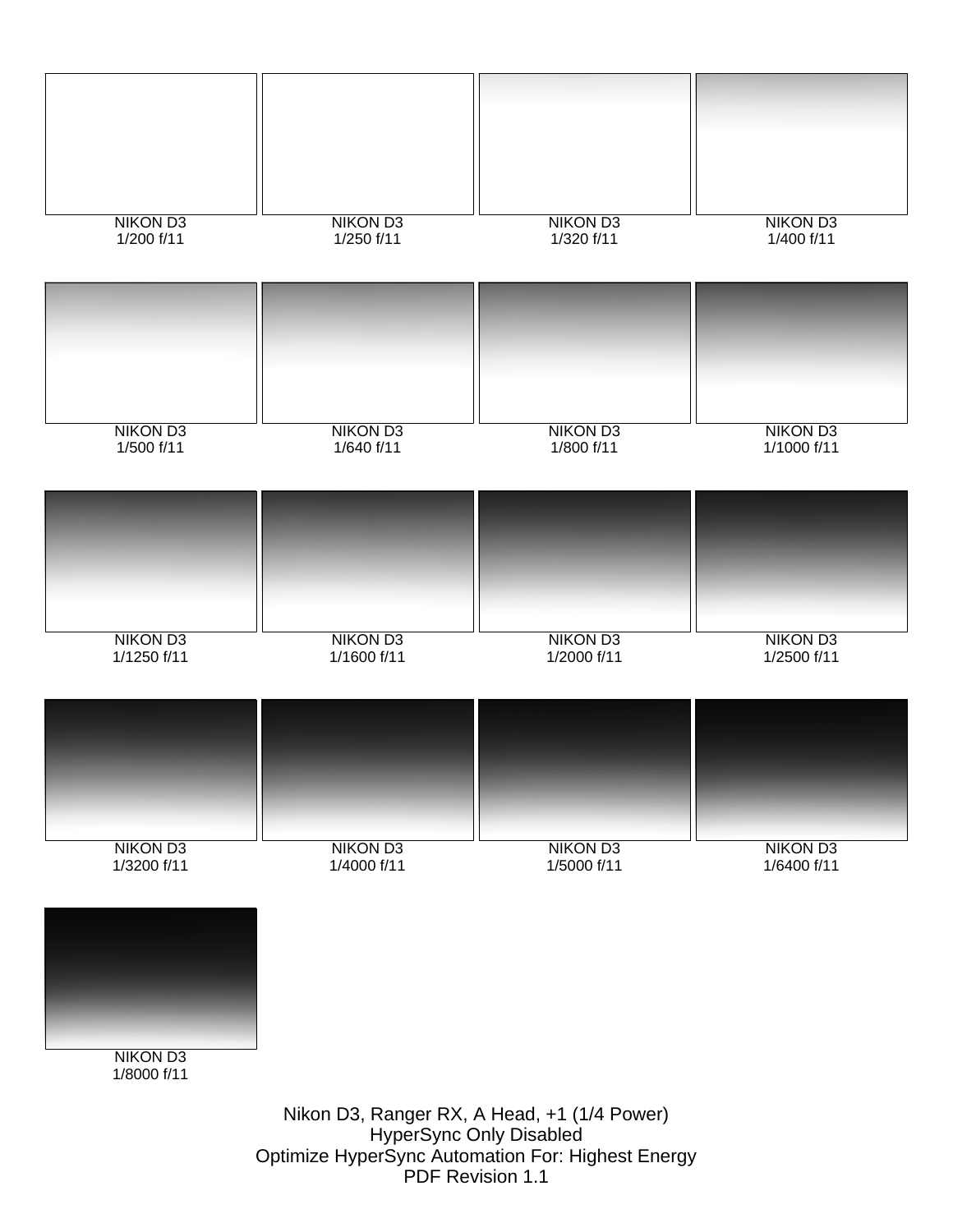NIKON D3
1/200 f/11

NIKON D3
1/250 f/11

NIKON D3
1/320 f/11

NIKON D3
1/400 f/11

NIKON D3
1/500 f/11

NIKON D3
1/640 f/11

NIKON D3
1/800 f/11

NIKON D3
1/1000 f/11

NIKON D3
1/1250 f/11

NIKON D3
1/1600 f/11

NIKON D3
1/2000 f/11

NIKON D3
1/2500 f/11

NIKON D3
1/3200 f/11

NIKON D3
1/4000 f/11

NIKON D3
1/5000 f/11

NIKON D3
1/6400 f/11

NIKON D3
1/8000 f/11

Nikon D3, Ranger RX, A Head, +1 (1/4 Power)
HyperSync Only Disabled
Optimize HyperSync Automation For: Highest Energy
PDF Revision 1.1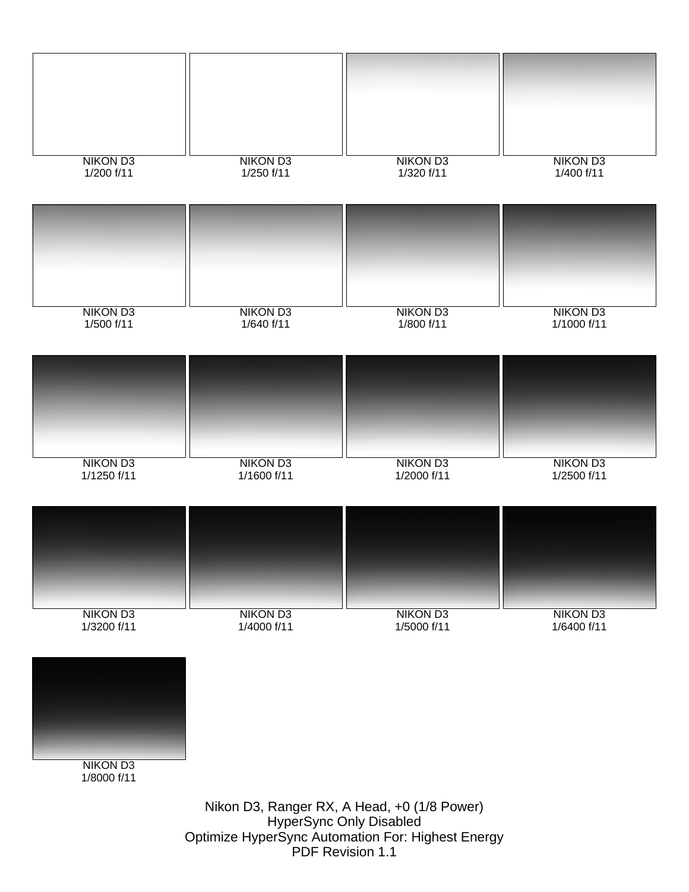NIKON D3
1/200 f/11

NIKON D3
1/250 f/11

NIKON D3
1/320 f/11

NIKON D3
1/400 f/11

NIKON D3
1/500 f/11

NIKON D3
1/640 f/11

NIKON D3
1/800 f/11

NIKON D3
1/1000 f/11

NIKON D3
1/1250 f/11

NIKON D3
1/1600 f/11

NIKON D3
1/2000 f/11

NIKON D3
1/2500 f/11

NIKON D3
1/3200 f/11

NIKON D3
1/4000 f/11

NIKON D3
1/5000 f/11

NIKON D3
1/6400 f/11

NIKON D3
1/8000 f/11

Nikon D3, Ranger RX, A Head, +0 (1/8 Power)
HyperSync Only Disabled
Optimize HyperSync Automation For: Highest Energy
PDF Revision 1.1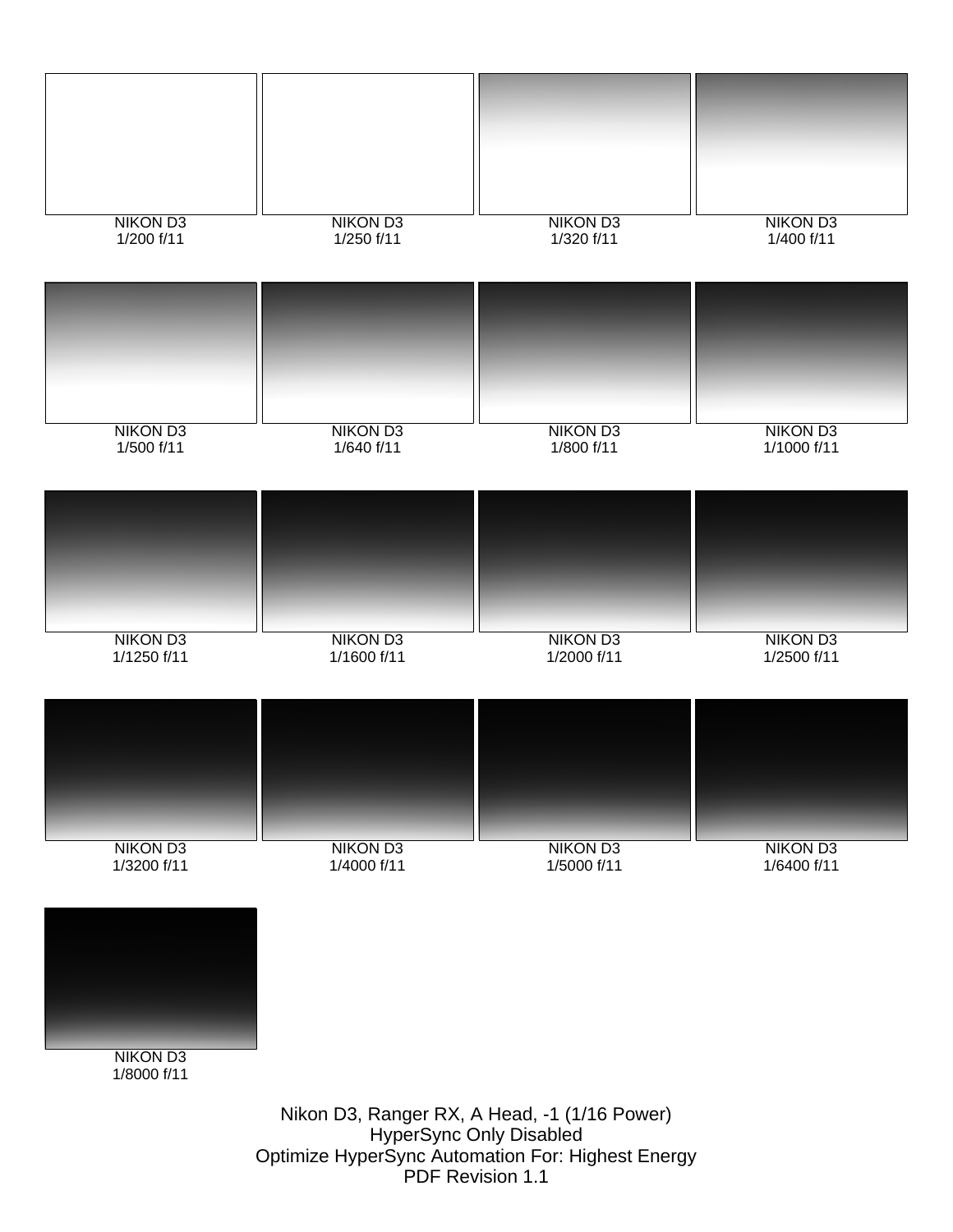NIKON D3
1/200 f/11

NIKON D3
1/250 f/11

NIKON D3
1/320 f/11

NIKON D3
1/400 f/11

NIKON D3
1/500 f/11

NIKON D3
1/640 f/11

NIKON D3
1/800 f/11

NIKON D3
1/1000 f/11

NIKON D3
1/1250 f/11

NIKON D3
1/1600 f/11

NIKON D3
1/2000 f/11

NIKON D3
1/2500 f/11

NIKON D3
1/3200 f/11

NIKON D3
1/4000 f/11

NIKON D3
1/5000 f/11

NIKON D3
1/6400 f/11

NIKON D3
1/8000 f/11

Nikon D3, Ranger RX, A Head, -1 (1/16 Power)
HyperSync Only Disabled
Optimize HyperSync Automation For: Highest Energy
PDF Revision 1.1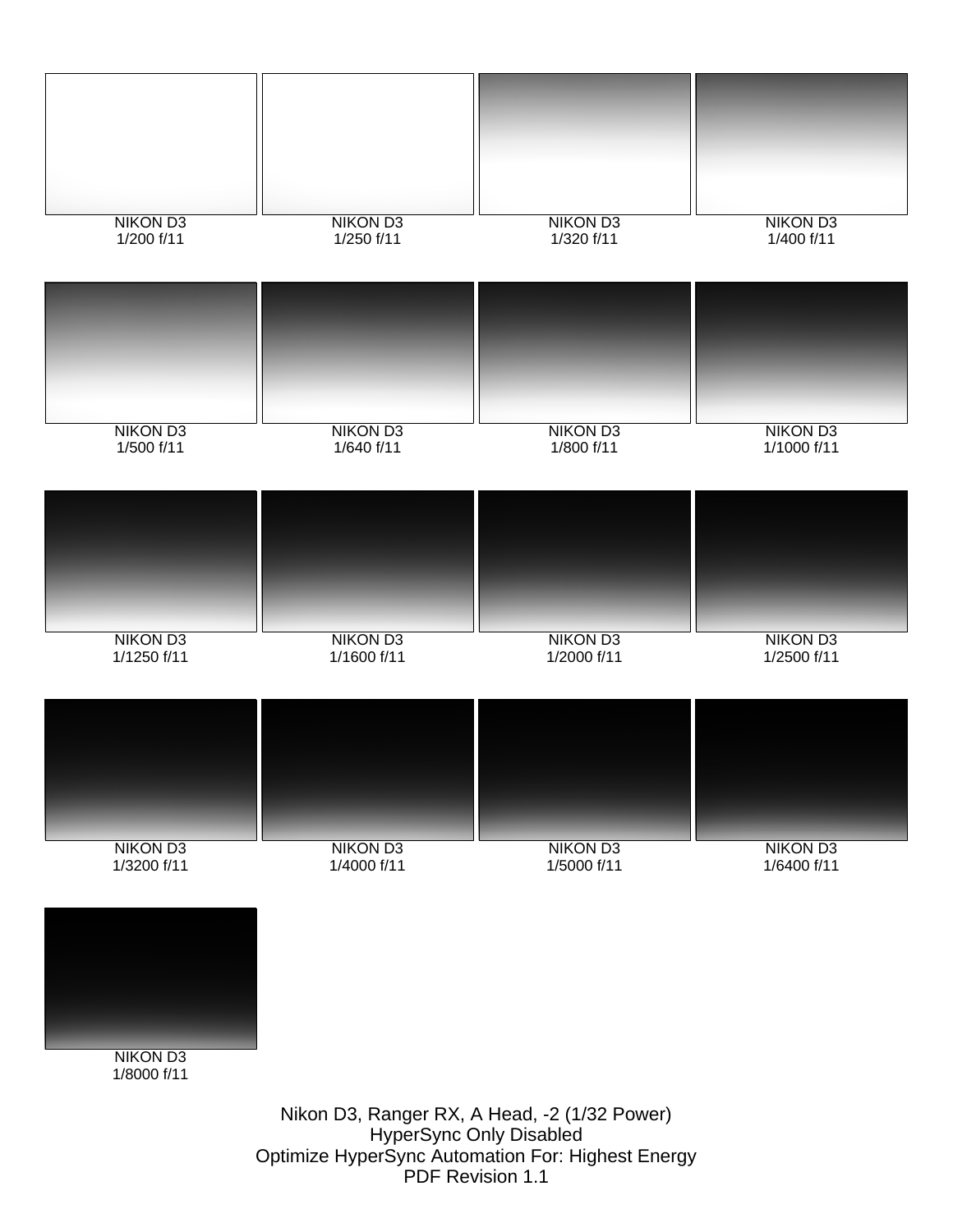NIKON D3
1/200 f/11

NIKON D3
1/250 f/11

NIKON D3
1/320 f/11

NIKON D3
1/400 f/11

NIKON D3
1/500 f/11

NIKON D3
1/640 f/11

NIKON D3
1/800 f/11

NIKON D3
1/1000 f/11

NIKON D3
1/1250 f/11

NIKON D3
1/1600 f/11

NIKON D3
1/2000 f/11

NIKON D3
1/2500 f/11

NIKON D3
1/3200 f/11

NIKON D3
1/4000 f/11

NIKON D3
1/5000 f/11

NIKON D3
1/6400 f/11

NIKON D3
1/8000 f/11

Nikon D3, Ranger RX, A Head, -2 (1/32 Power)
HyperSync Only Disabled
Optimize HyperSync Automation For: Highest Energy
PDF Revision 1.1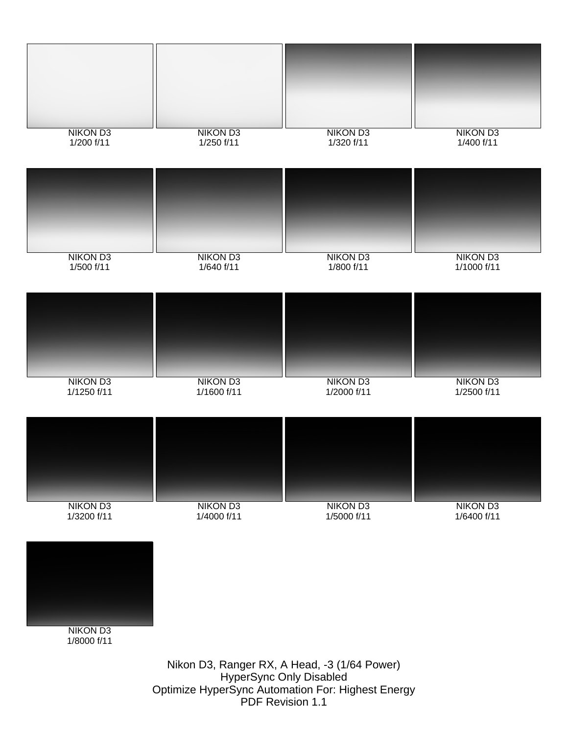NIKON D3
1/200 f/11

NIKON D3
1/250 f/11

NIKON D3
1/320 f/11

NIKON D3
1/400 f/11

NIKON D3
1/500 f/11

NIKON D3
1/640 f/11

NIKON D3
1/800 f/11

NIKON D3
1/1000 f/11

NIKON D3
1/1250 f/11

NIKON D3
1/1600 f/11

NIKON D3
1/2000 f/11

NIKON D3
1/2500 f/11

NIKON D3
1/3200 f/11

NIKON D3
1/4000 f/11

NIKON D3
1/5000 f/11

NIKON D3
1/6400 f/11

NIKON D3
1/8000 f/11

Nikon D3, Ranger RX, A Head, -3 (1/64 Power)
HyperSync Only Disabled
Optimize HyperSync Automation For: Highest Energy
PDF Revision 1.1